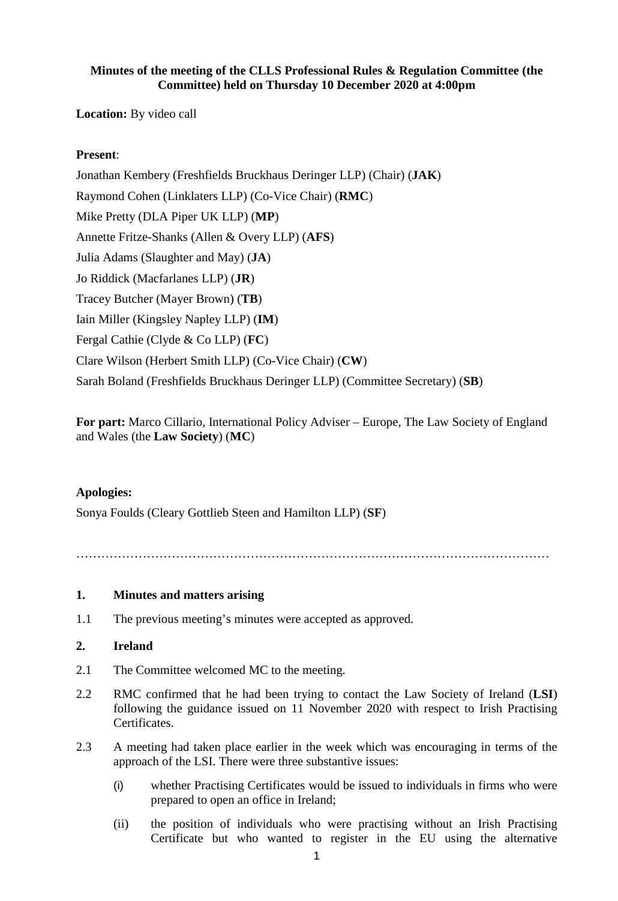**Minutes of the meeting of the CLLS Professional Rules & Regulation Committee (the Committee) held on Thursday 10 December 2020 at 4:00pm**

**Location:** By video call

**Present**:

Jonathan Kembery (Freshfields Bruckhaus Deringer LLP) (Chair) (**JAK**)

Raymond Cohen (Linklaters LLP) (Co-Vice Chair) (**RMC**)

Mike Pretty (DLA Piper UK LLP) (**MP**)

Annette Fritze-Shanks (Allen & Overy LLP) (**AFS**)

Julia Adams (Slaughter and May) (**JA**)

Jo Riddick (Macfarlanes LLP) (**JR**)

Tracey Butcher (Mayer Brown) (**TB**)

Iain Miller (Kingsley Napley LLP) (**IM**)

Fergal Cathie (Clyde & Co LLP) (**FC**)

Clare Wilson (Herbert Smith LLP) (Co-Vice Chair) (**CW**)

Sarah Boland (Freshfields Bruckhaus Deringer LLP) (Committee Secretary) (**SB**)

**For part:** Marco Cillario, International Policy Adviser – Europe, The Law Society of England and Wales (the **Law Society**) (**MC**)

**Apologies:**

Sonya Foulds (Cleary Gottlieb Steen and Hamilton LLP) (**SF**)

…………………………………………………………………………………………………

**1. Minutes and matters arising**

1.1 The previous meeting's minutes were accepted as approved.

**2. Ireland**

2.1 The Committee welcomed MC to the meeting.

2.2 RMC confirmed that he had been trying to contact the Law Society of Ireland (**LSI**) following the guidance issued on 11 November 2020 with respect to Irish Practising Certificates.

2.3 A meeting had taken place earlier in the week which was encouraging in terms of the approach of the LSI. There were three substantive issues:

(i) whether Practising Certificates would be issued to individuals in firms who were prepared to open an office in Ireland;

(ii) the position of individuals who were practising without an Irish Practising Certificate but who wanted to register in the EU using the alternative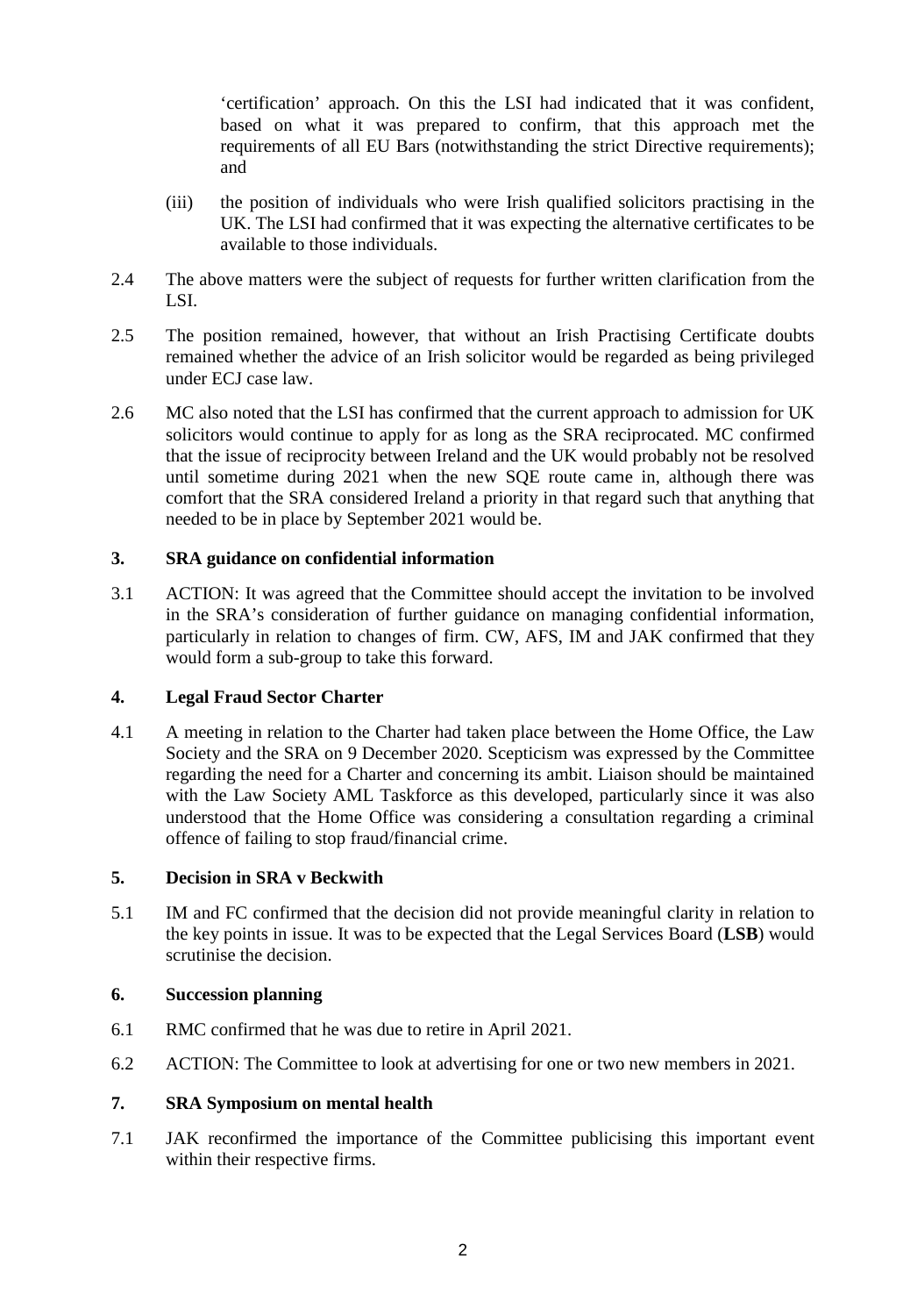'certification' approach. On this the LSI had indicated that it was confident, based on what it was prepared to confirm, that this approach met the requirements of all EU Bars (notwithstanding the strict Directive requirements); and

(iii) the position of individuals who were Irish qualified solicitors practising in the UK. The LSI had confirmed that it was expecting the alternative certificates to be available to those individuals.

2.4 The above matters were the subject of requests for further written clarification from the LSI.

2.5 The position remained, however, that without an Irish Practising Certificate doubts remained whether the advice of an Irish solicitor would be regarded as being privileged under ECJ case law.

2.6 MC also noted that the LSI has confirmed that the current approach to admission for UK solicitors would continue to apply for as long as the SRA reciprocated. MC confirmed that the issue of reciprocity between Ireland and the UK would probably not be resolved until sometime during 2021 when the new SQE route came in, although there was comfort that the SRA considered Ireland a priority in that regard such that anything that needed to be in place by September 2021 would be.

## 3. SRA guidance on confidential information

3.1 ACTION: It was agreed that the Committee should accept the invitation to be involved in the SRA's consideration of further guidance on managing confidential information, particularly in relation to changes of firm. CW, AFS, IM and JAK confirmed that they would form a sub-group to take this forward.

## 4. Legal Fraud Sector Charter

4.1 A meeting in relation to the Charter had taken place between the Home Office, the Law Society and the SRA on 9 December 2020. Scepticism was expressed by the Committee regarding the need for a Charter and concerning its ambit. Liaison should be maintained with the Law Society AML Taskforce as this developed, particularly since it was also understood that the Home Office was considering a consultation regarding a criminal offence of failing to stop fraud/financial crime.

## 5. Decision in SRA v Beckwith

5.1 IM and FC confirmed that the decision did not provide meaningful clarity in relation to the key points in issue. It was to be expected that the Legal Services Board (**LSB**) would scrutinise the decision.

## 6. Succession planning

6.1 RMC confirmed that he was due to retire in April 2021.

6.2 ACTION: The Committee to look at advertising for one or two new members in 2021.

## 7. SRA Symposium on mental health

7.1 JAK reconfirmed the importance of the Committee publicising this important event within their respective firms.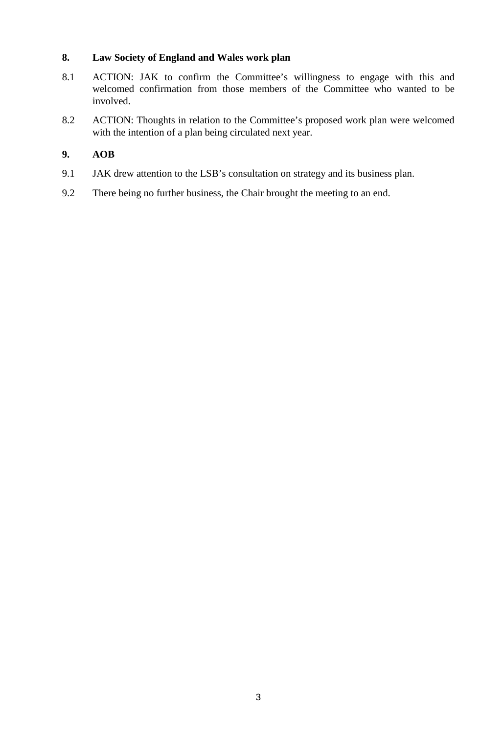### 8. Law Society of England and Wales work plan

8.1 ACTION: JAK to confirm the Committee's willingness to engage with this and welcomed confirmation from those members of the Committee who wanted to be involved.

8.2 ACTION: Thoughts in relation to the Committee's proposed work plan were welcomed with the intention of a plan being circulated next year.

### 9. AOB

9.1 JAK drew attention to the LSB's consultation on strategy and its business plan.

9.2 There being no further business, the Chair brought the meeting to an end.